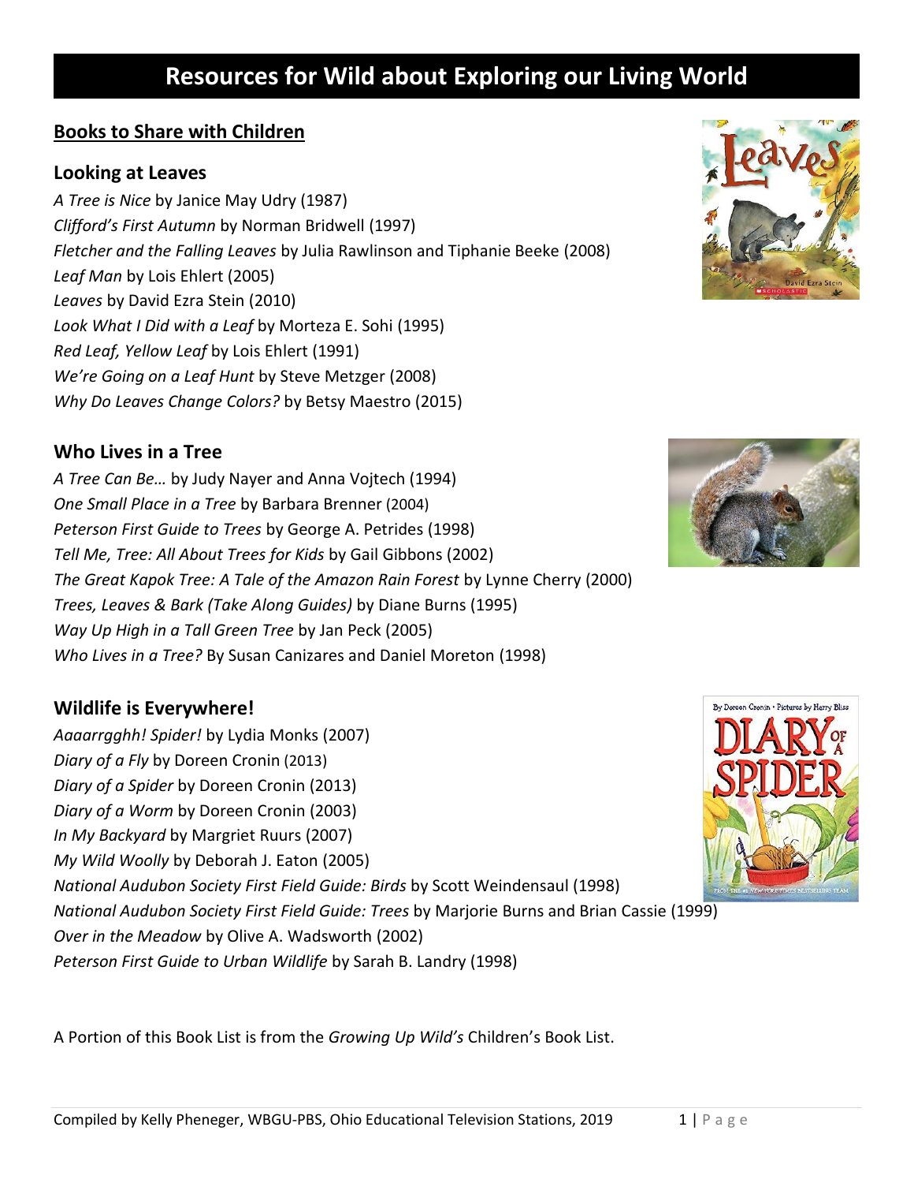# Resources for Wild about Exploring our Living World

## Books to Share with Children

### Looking at Leaves

*A Tree is Nice* by Janice May Udry (1987)
*Clifford's First Autumn* by Norman Bridwell (1997)
*Fletcher and the Falling Leaves* by Julia Rawlinson and Tiphanie Beeke (2008)
*Leaf Man* by Lois Ehlert (2005)
*Leaves* by David Ezra Stein (2010)
*Look What I Did with a Leaf* by Morteza E. Sohi (1995)
*Red Leaf, Yellow Leaf* by Lois Ehlert (1991)
*We're Going on a Leaf Hunt* by Steve Metzger (2008)
*Why Do Leaves Change Colors?* by Betsy Maestro (2015)

### Who Lives in a Tree

*A Tree Can Be…* by Judy Nayer and Anna Vojtech (1994)
*One Small Place in a Tree* by Barbara Brenner (2004)
*Peterson First Guide to Trees* by George A. Petrides (1998)
*Tell Me, Tree: All About Trees for Kids* by Gail Gibbons (2002)
*The Great Kapok Tree: A Tale of the Amazon Rain Forest* by Lynne Cherry (2000)
*Trees, Leaves & Bark (Take Along Guides)* by Diane Burns (1995)
*Way Up High in a Tall Green Tree* by Jan Peck (2005)
*Who Lives in a Tree?* By Susan Canizares and Daniel Moreton (1998)

### Wildlife is Everywhere!

*Aaaarrgghh! Spider!* by Lydia Monks (2007)
*Diary of a Fly* by Doreen Cronin (2013)
*Diary of a Spider* by Doreen Cronin (2013)
*Diary of a Worm* by Doreen Cronin (2003)
*In My Backyard* by Margriet Ruurs (2007)
*My Wild Woolly* by Deborah J. Eaton (2005)
*National Audubon Society First Field Guide: Birds* by Scott Weindensaul (1998)
*National Audubon Society First Field Guide: Trees* by Marjorie Burns and Brian Cassie (1999)
*Over in the Meadow* by Olive A. Wadsworth (2002)
*Peterson First Guide to Urban Wildlife* by Sarah B. Landry (1998)

A Portion of this Book List is from the *Growing Up Wild's* Children's Book List.

Compiled by Kelly Phenegér, WBGU-PBS, Ohio Educational Television Stations, 2019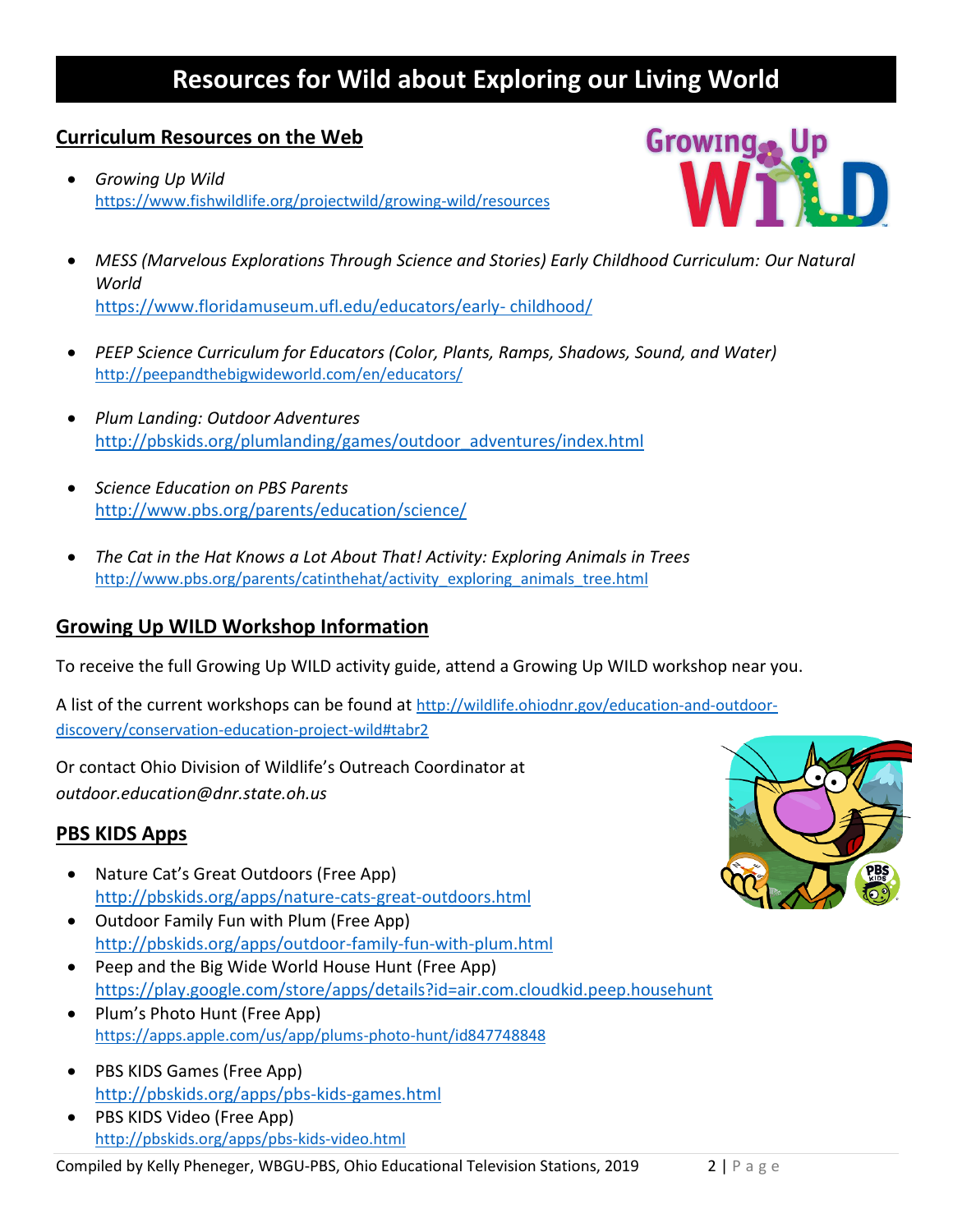# Resources for Wild about Exploring our Living World

## Curriculum Resources on the Web

- *Growing Up Wild*
  https://www.fishwildlife.org/projectwild/growing-wild/resources

- *MESS (Marvelous Explorations Through Science and Stories) Early Childhood Curriculum: Our Natural World*
  https://www.floridamuseum.ufl.edu/educators/early- childhood/

- *PEEP Science Curriculum for Educators (Color, Plants, Ramps, Shadows, Sound, and Water)*
  http://peepandthebigwideworld.com/en/educators/

- *Plum Landing: Outdoor Adventures*
  http://pbskids.org/plumlanding/games/outdoor_adventures/index.html

- *Science Education on PBS Parents*
  http://www.pbs.org/parents/education/science/

- *The Cat in the Hat Knows a Lot About That! Activity: Exploring Animals in Trees*
  http://www.pbs.org/parents/catinthehat/activity_exploring_animals_tree.html

## Growing Up WILD Workshop Information

To receive the full Growing Up WILD activity guide, attend a Growing Up WILD workshop near you.

A list of the current workshops can be found at http://wildlife.ohiodnr.gov/education-and-outdoor-discovery/conservation-education-project-wild#tabr2

Or contact Ohio Division of Wildlife's Outreach Coordinator at *outdoor.education@dnr.state.oh.us*

## PBS KIDS Apps

- Nature Cat's Great Outdoors (Free App)
  http://pbskids.org/apps/nature-cats-great-outdoors.html
- Outdoor Family Fun with Plum (Free App)
  http://pbskids.org/apps/outdoor-family-fun-with-plum.html
- Peep and the Big Wide World House Hunt (Free App)
  https://play.google.com/store/apps/details?id=air.com.cloudkid.peep.househunt
- Plum's Photo Hunt (Free App)
  https://apps.apple.com/us/app/plums-photo-hunt/id847748848
- PBS KIDS Games (Free App)
  http://pbskids.org/apps/pbs-kids-games.html
- PBS KIDS Video (Free App)
  http://pbskids.org/apps/pbs-kids-video.html

Compiled by Kelly Pheneger, WBGU-PBS, Ohio Educational Television Stations, 2019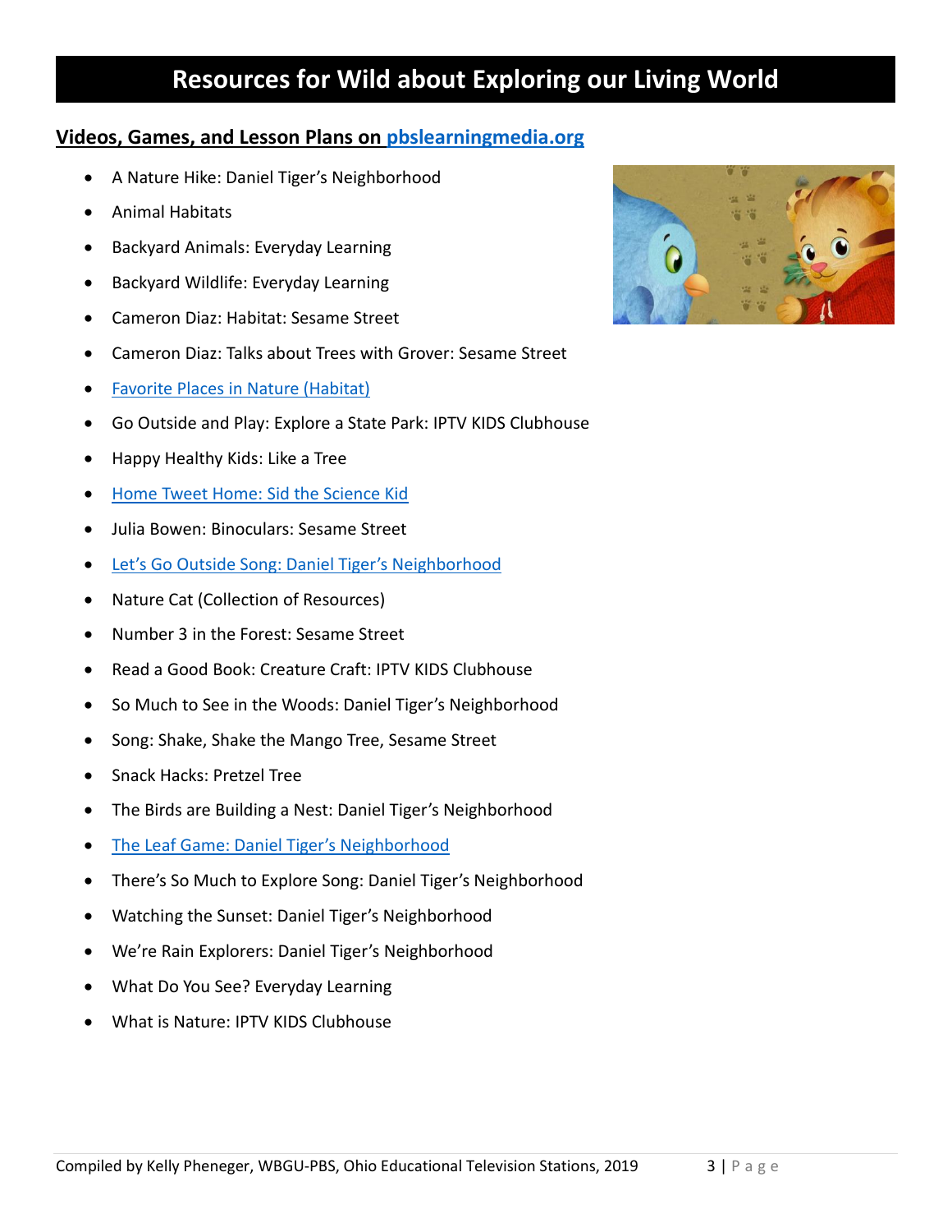# Resources for Wild about Exploring our Living World

## Videos, Games, and Lesson Plans on pbslearningmedia.org

- A Nature Hike: Daniel Tiger's Neighborhood
- Animal Habitats
- Backyard Animals: Everyday Learning
- Backyard Wildlife: Everyday Learning
- Cameron Diaz: Habitat: Sesame Street
- Cameron Diaz: Talks about Trees with Grover: Sesame Street
- Favorite Places in Nature (Habitat)
- Go Outside and Play: Explore a State Park: IPTV KIDS Clubhouse
- Happy Healthy Kids: Like a Tree
- Home Tweet Home: Sid the Science Kid
- Julia Bowen: Binoculars: Sesame Street
- Let's Go Outside Song: Daniel Tiger's Neighborhood
- Nature Cat (Collection of Resources)
- Number 3 in the Forest: Sesame Street
- Read a Good Book: Creature Craft: IPTV KIDS Clubhouse
- So Much to See in the Woods: Daniel Tiger's Neighborhood
- Song: Shake, Shake the Mango Tree, Sesame Street
- Snack Hacks: Pretzel Tree
- The Birds are Building a Nest: Daniel Tiger's Neighborhood
- The Leaf Game: Daniel Tiger's Neighborhood
- There's So Much to Explore Song: Daniel Tiger's Neighborhood
- Watching the Sunset: Daniel Tiger's Neighborhood
- We're Rain Explorers: Daniel Tiger's Neighborhood
- What Do You See? Everyday Learning
- What is Nature: IPTV KIDS Clubhouse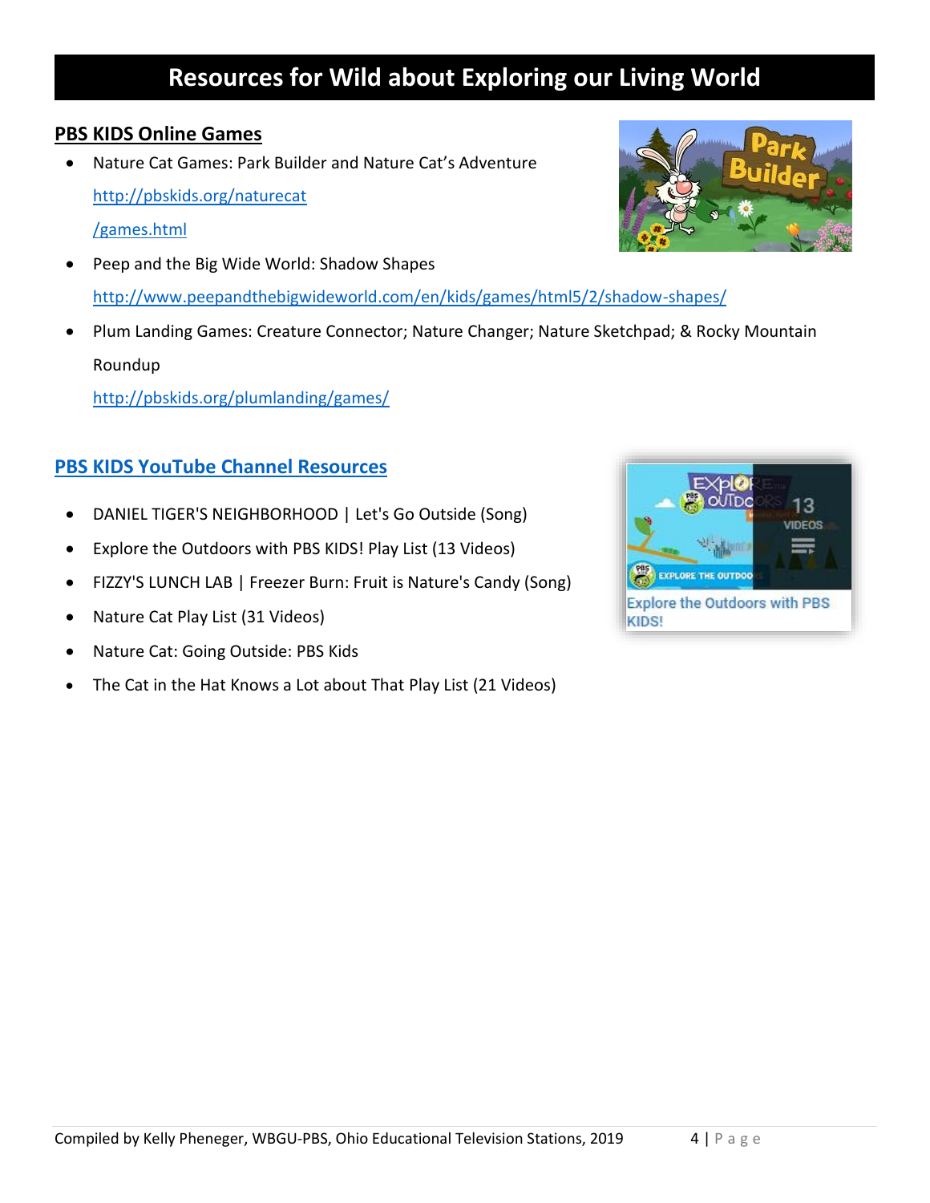# Resources for Wild about Exploring our Living World

## PBS KIDS Online Games

- Nature Cat Games: Park Builder and Nature Cat's Adventure
  http://pbskids.org/naturecat/games.html
- Peep and the Big Wide World: Shadow Shapes
  http://www.peepandthebigwideworld.com/en/kids/games/html5/2/shadow-shapes/
- Plum Landing Games: Creature Connector; Nature Changer; Nature Sketchpad; & Rocky Mountain Roundup
  http://pbskids.org/plumlanding/games/

## PBS KIDS YouTube Channel Resources

- DANIEL TIGER'S NEIGHBORHOOD | Let's Go Outside (Song)
- Explore the Outdoors with PBS KIDS! Play List (13 Videos)
- FIZZY'S LUNCH LAB | Freezer Burn: Fruit is Nature's Candy (Song)
- Nature Cat Play List (31 Videos)
- Nature Cat: Going Outside: PBS Kids
- The Cat in the Hat Knows a Lot about That Play List (21 Videos)

Compiled by Kelly Pheneger, WBGU-PBS, Ohio Educational Television Stations, 2019